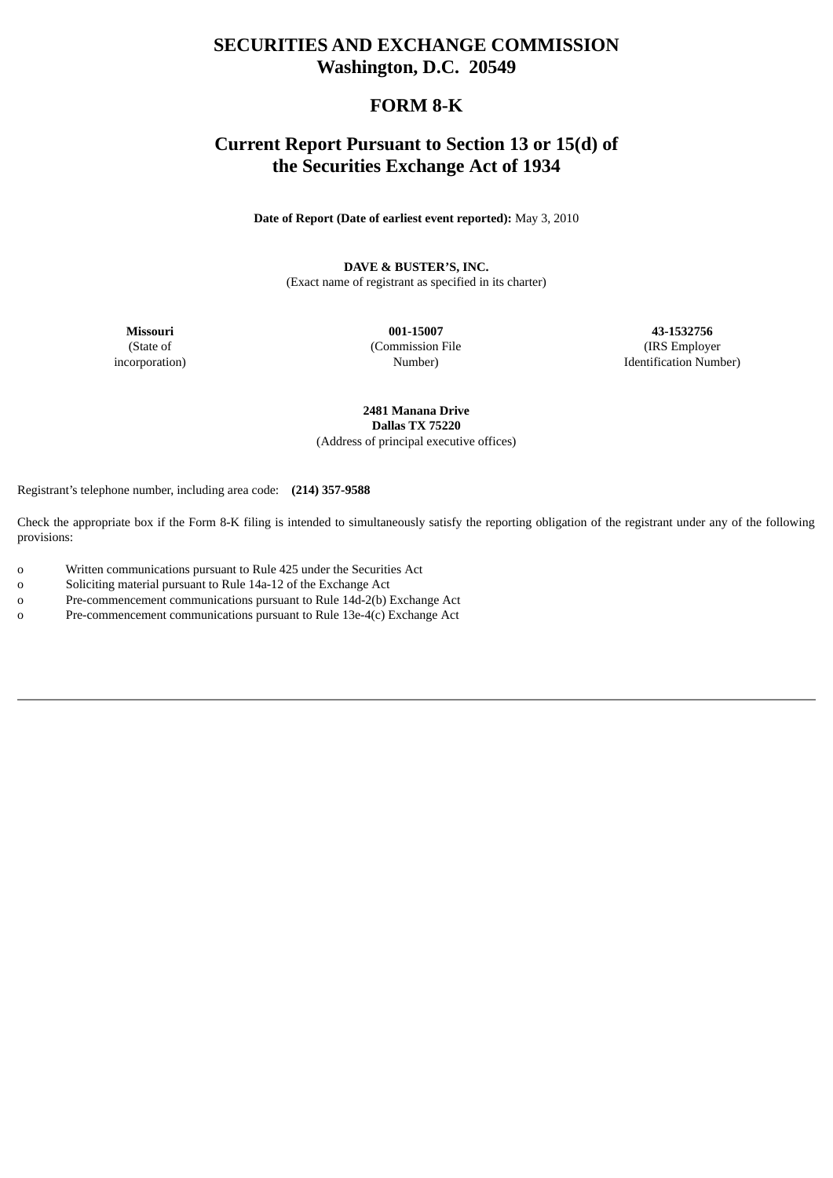# SECURITIES AND EXCHANGE COMMISSION
# Washington, D.C. 20549

## FORM 8-K

## Current Report Pursuant to Section 13 or 15(d) of the Securities Exchange Act of 1934

**Date of Report (Date of earliest event reported):** May 3, 2010

**DAVE & BUSTER'S, INC.**
(Exact name of registrant as specified in its charter)

| **Missouri** | **001-15007** | **43-1532756** |
|---|---|---|
| (State of incorporation) | (Commission File Number) | (IRS Employer Identification Number) |

**2481 Manana Drive**
**Dallas TX 75220**
(Address of principal executive offices)

Registrant's telephone number, including area code: **(214) 357-9588**

Check the appropriate box if the Form 8-K filing is intended to simultaneously satisfy the reporting obligation of the registrant under any of the following provisions:

o Written communications pursuant to Rule 425 under the Securities Act
o Soliciting material pursuant to Rule 14a-12 of the Exchange Act
o Pre-commencement communications pursuant to Rule 14d-2(b) Exchange Act
o Pre-commencement communications pursuant to Rule 13e-4(c) Exchange Act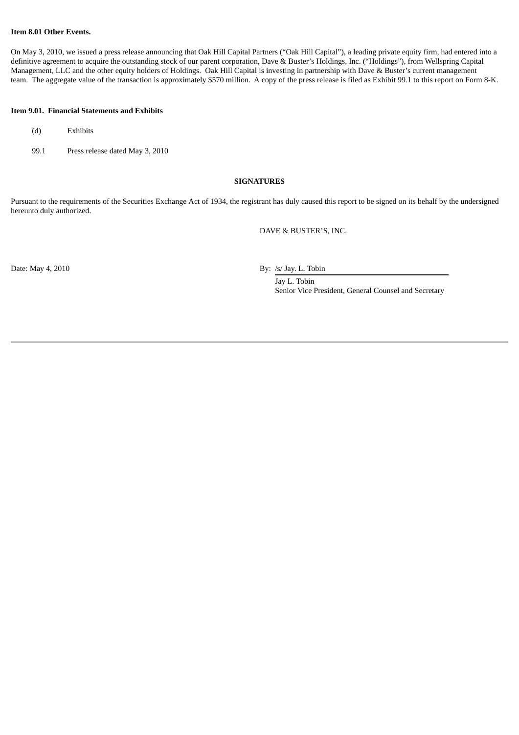**Item 8.01 Other Events.**

On May 3, 2010, we issued a press release announcing that Oak Hill Capital Partners ("Oak Hill Capital"), a leading private equity firm, had entered into a definitive agreement to acquire the outstanding stock of our parent corporation, Dave & Buster's Holdings, Inc. ("Holdings"), from Wellspring Capital Management, LLC and the other equity holders of Holdings. Oak Hill Capital is investing in partnership with Dave & Buster's current management team. The aggregate value of the transaction is approximately $570 million. A copy of the press release is filed as Exhibit 99.1 to this report on Form 8-K.

**Item 9.01. Financial Statements and Exhibits**

(d) Exhibits

99.1 Press release dated May 3, 2010

**SIGNATURES**

Pursuant to the requirements of the Securities Exchange Act of 1934, the registrant has duly caused this report to be signed on its behalf by the undersigned hereunto duly authorized.

DAVE & BUSTER'S, INC.

Date: May 4, 2010

By: /s/ Jay. L. Tobin

Jay L. Tobin
Senior Vice President, General Counsel and Secretary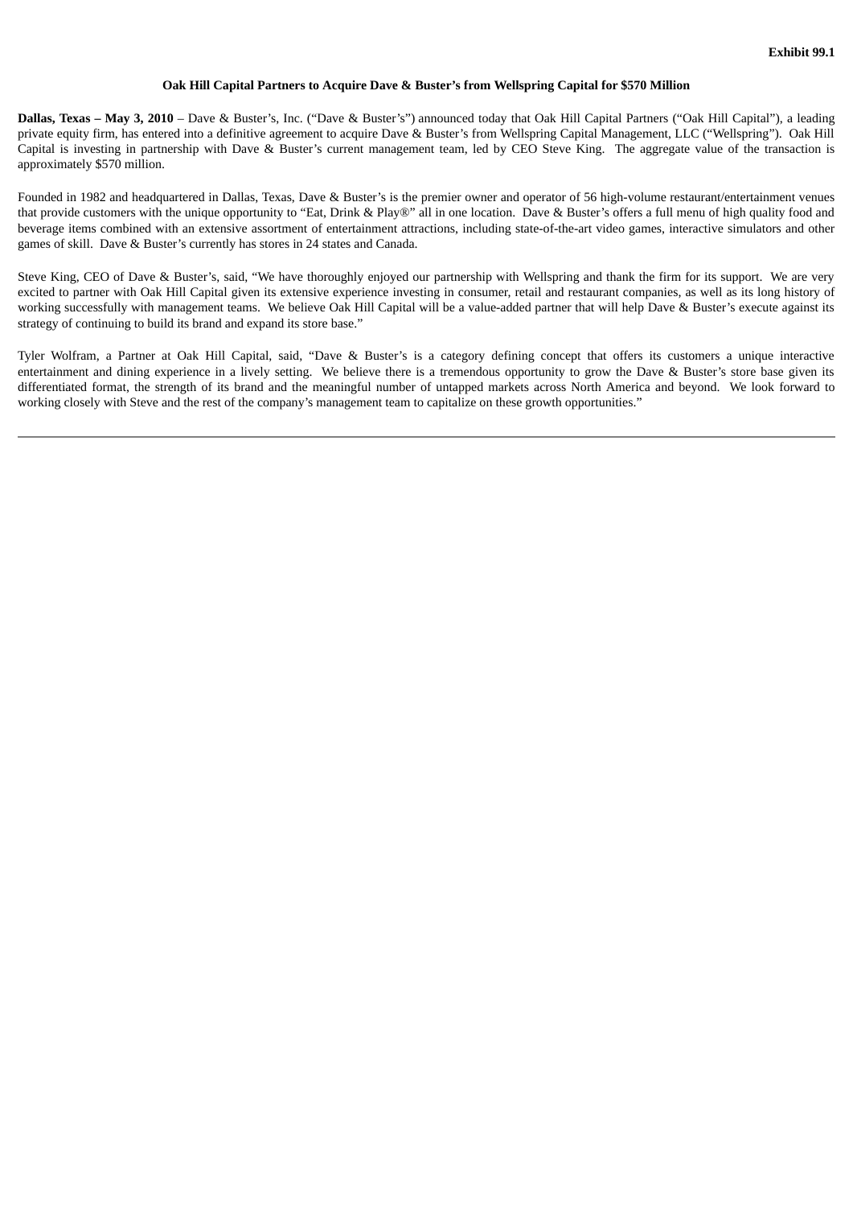**Exhibit 99.1**

# Oak Hill Capital Partners to Acquire Dave & Buster's from Wellspring Capital for $570 Million

**Dallas, Texas – May 3, 2010** – Dave & Buster's, Inc. ("Dave & Buster's") announced today that Oak Hill Capital Partners ("Oak Hill Capital"), a leading private equity firm, has entered into a definitive agreement to acquire Dave & Buster's from Wellspring Capital Management, LLC ("Wellspring"). Oak Hill Capital is investing in partnership with Dave & Buster's current management team, led by CEO Steve King. The aggregate value of the transaction is approximately $570 million.

Founded in 1982 and headquartered in Dallas, Texas, Dave & Buster's is the premier owner and operator of 56 high-volume restaurant/entertainment venues that provide customers with the unique opportunity to "Eat, Drink & Play®" all in one location. Dave & Buster's offers a full menu of high quality food and beverage items combined with an extensive assortment of entertainment attractions, including state-of-the-art video games, interactive simulators and other games of skill. Dave & Buster's currently has stores in 24 states and Canada.

Steve King, CEO of Dave & Buster's, said, "We have thoroughly enjoyed our partnership with Wellspring and thank the firm for its support. We are very excited to partner with Oak Hill Capital given its extensive experience investing in consumer, retail and restaurant companies, as well as its long history of working successfully with management teams. We believe Oak Hill Capital will be a value-added partner that will help Dave & Buster's execute against its strategy of continuing to build its brand and expand its store base."

Tyler Wolfram, a Partner at Oak Hill Capital, said, "Dave & Buster's is a category defining concept that offers its customers a unique interactive entertainment and dining experience in a lively setting. We believe there is a tremendous opportunity to grow the Dave & Buster's store base given its differentiated format, the strength of its brand and the meaningful number of untapped markets across North America and beyond. We look forward to working closely with Steve and the rest of the company's management team to capitalize on these growth opportunities."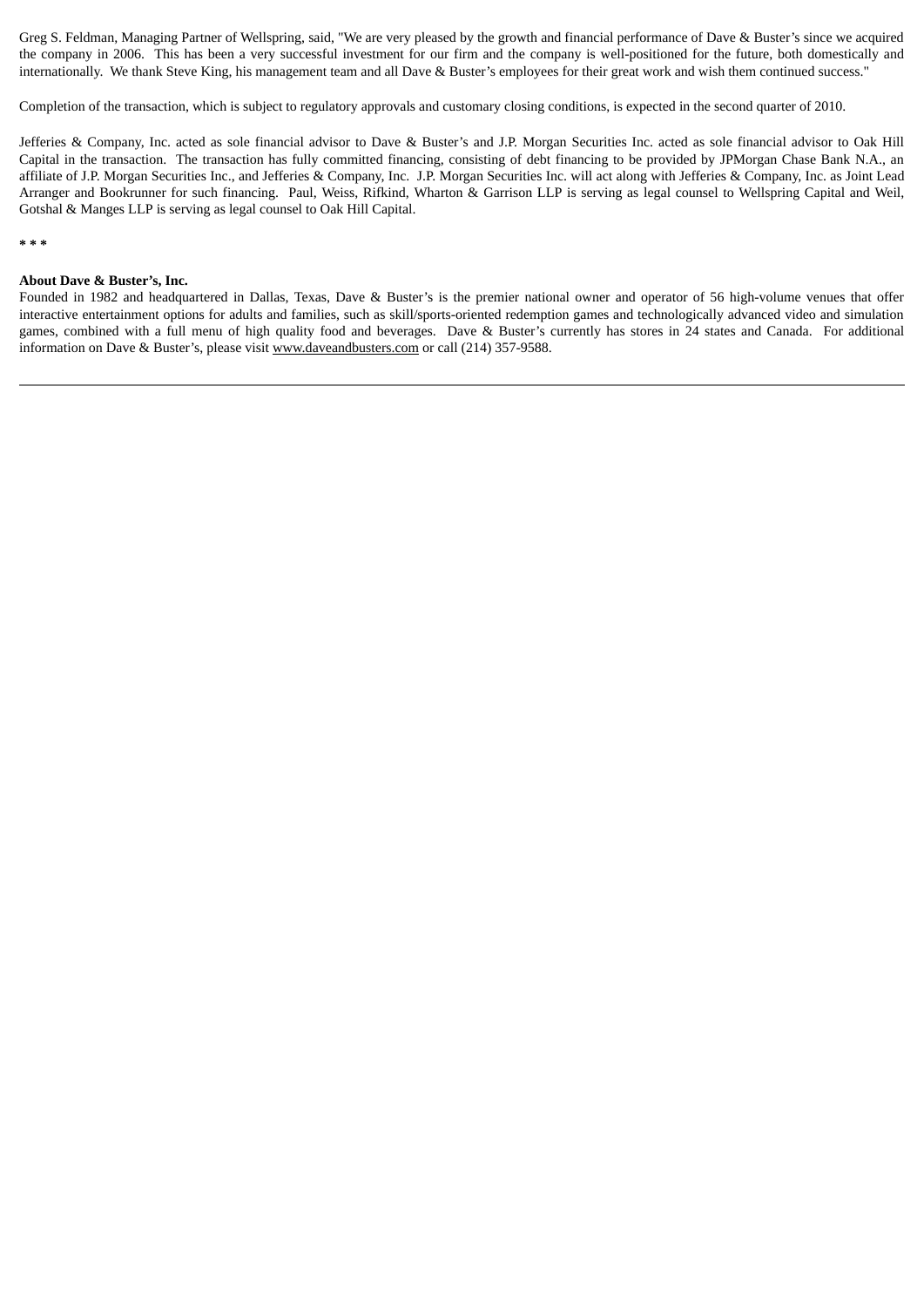Greg S. Feldman, Managing Partner of Wellspring, said, "We are very pleased by the growth and financial performance of Dave & Buster's since we acquired the company in 2006. This has been a very successful investment for our firm and the company is well-positioned for the future, both domestically and internationally. We thank Steve King, his management team and all Dave & Buster's employees for their great work and wish them continued success."

Completion of the transaction, which is subject to regulatory approvals and customary closing conditions, is expected in the second quarter of 2010.

Jefferies & Company, Inc. acted as sole financial advisor to Dave & Buster's and J.P. Morgan Securities Inc. acted as sole financial advisor to Oak Hill Capital in the transaction. The transaction has fully committed financing, consisting of debt financing to be provided by JPMorgan Chase Bank N.A., an affiliate of J.P. Morgan Securities Inc., and Jefferies & Company, Inc. J.P. Morgan Securities Inc. will act along with Jefferies & Company, Inc. as Joint Lead Arranger and Bookrunner for such financing. Paul, Weiss, Rifkind, Wharton & Garrison LLP is serving as legal counsel to Wellspring Capital and Weil, Gotshal & Manges LLP is serving as legal counsel to Oak Hill Capital.

**\* \* \***

**About Dave & Buster's, Inc.**
Founded in 1982 and headquartered in Dallas, Texas, Dave & Buster's is the premier national owner and operator of 56 high-volume venues that offer interactive entertainment options for adults and families, such as skill/sports-oriented redemption games and technologically advanced video and simulation games, combined with a full menu of high quality food and beverages. Dave & Buster's currently has stores in 24 states and Canada. For additional information on Dave & Buster's, please visit www.daveandbusters.com or call (214) 357-9588.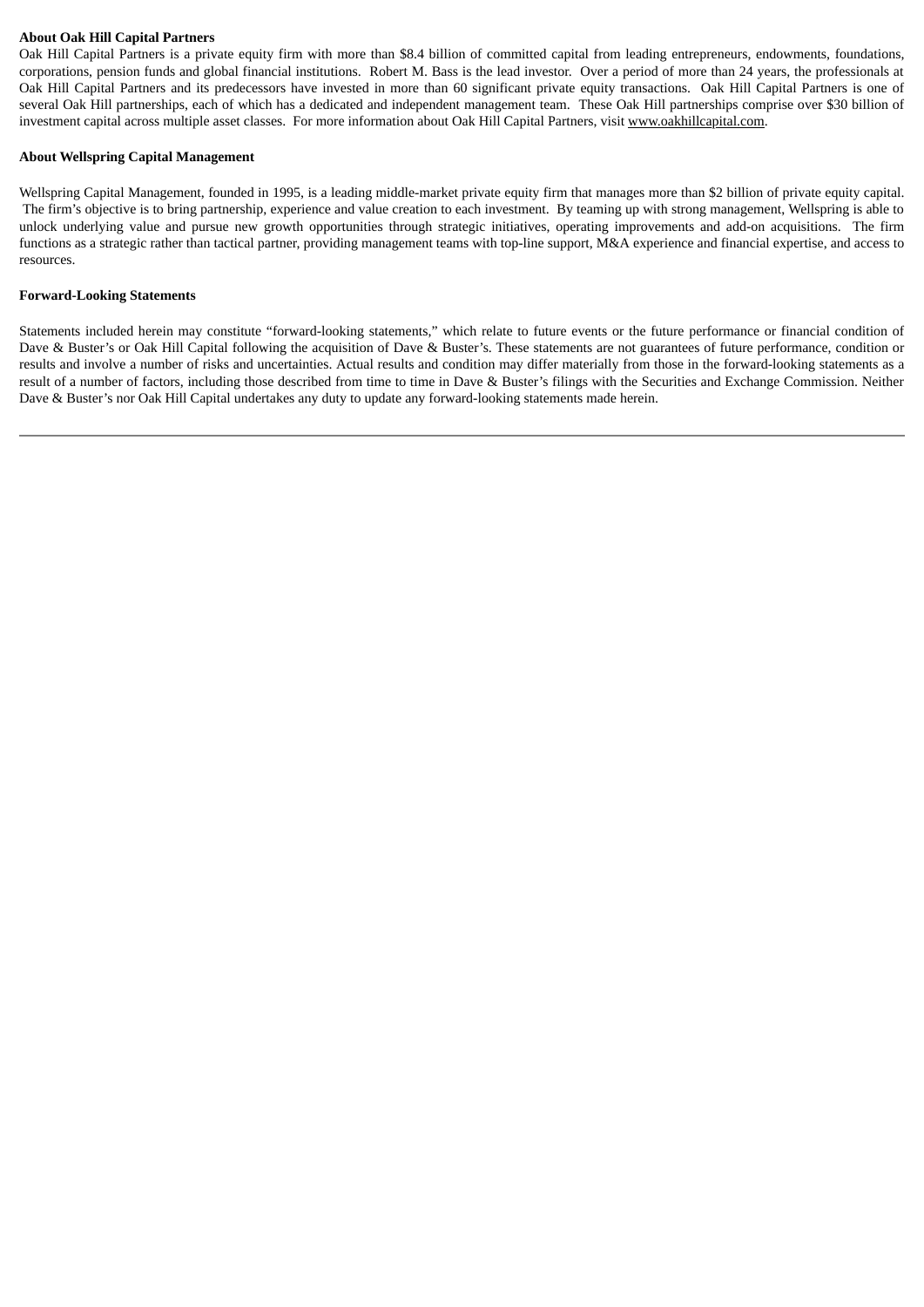**About Oak Hill Capital Partners**

Oak Hill Capital Partners is a private equity firm with more than $8.4 billion of committed capital from leading entrepreneurs, endowments, foundations, corporations, pension funds and global financial institutions. Robert M. Bass is the lead investor. Over a period of more than 24 years, the professionals at Oak Hill Capital Partners and its predecessors have invested in more than 60 significant private equity transactions. Oak Hill Capital Partners is one of several Oak Hill partnerships, each of which has a dedicated and independent management team. These Oak Hill partnerships comprise over $30 billion of investment capital across multiple asset classes. For more information about Oak Hill Capital Partners, visit www.oakhillcapital.com.

**About Wellspring Capital Management**

Wellspring Capital Management, founded in 1995, is a leading middle-market private equity firm that manages more than $2 billion of private equity capital. The firm's objective is to bring partnership, experience and value creation to each investment. By teaming up with strong management, Wellspring is able to unlock underlying value and pursue new growth opportunities through strategic initiatives, operating improvements and add-on acquisitions. The firm functions as a strategic rather than tactical partner, providing management teams with top-line support, M&A experience and financial expertise, and access to resources.

**Forward-Looking Statements**

Statements included herein may constitute "forward-looking statements," which relate to future events or the future performance or financial condition of Dave & Buster's or Oak Hill Capital following the acquisition of Dave & Buster's. These statements are not guarantees of future performance, condition or results and involve a number of risks and uncertainties. Actual results and condition may differ materially from those in the forward-looking statements as a result of a number of factors, including those described from time to time in Dave & Buster's filings with the Securities and Exchange Commission. Neither Dave & Buster's nor Oak Hill Capital undertakes any duty to update any forward-looking statements made herein.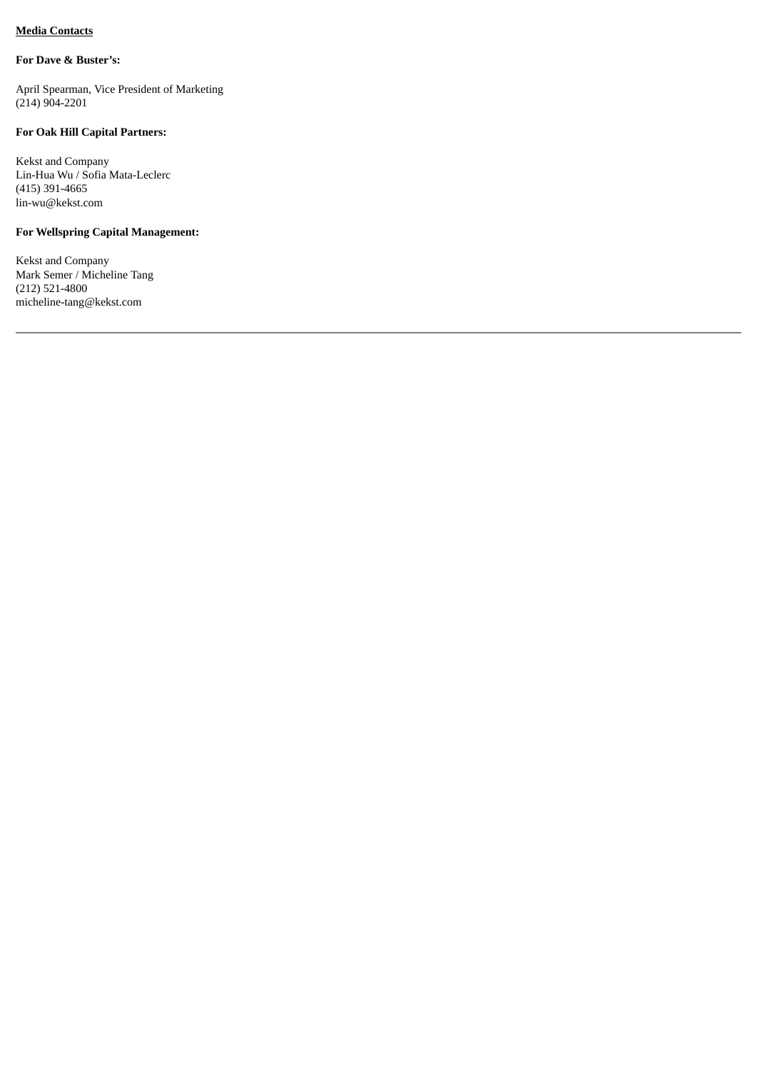**Media Contacts**

**For Dave & Buster's:**

April Spearman, Vice President of Marketing
(214) 904-2201

**For Oak Hill Capital Partners:**

Kekst and Company
Lin-Hua Wu / Sofia Mata-Leclerc
(415) 391-4665
lin-wu@kekst.com

**For Wellspring Capital Management:**

Kekst and Company
Mark Semer / Micheline Tang
(212) 521-4800
micheline-tang@kekst.com

---